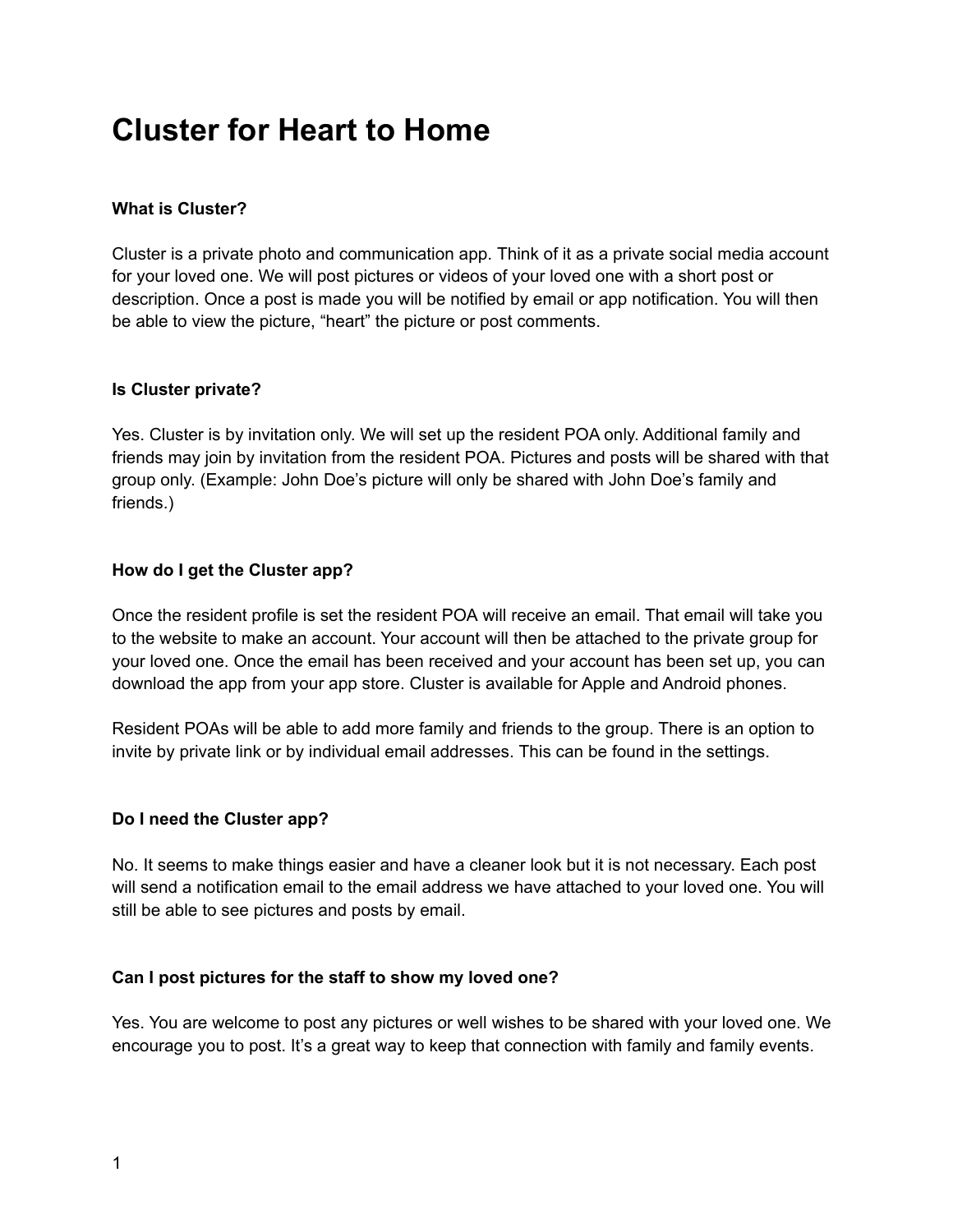# Cluster for Heart to Home

### What is Cluster?

Cluster is a private photo and communication app. Think of it as a private social media account for your loved one. We will post pictures or videos of your loved one with a short post or description. Once a post is made you will be notified by email or app notification. You will then be able to view the picture, “heart” the picture or post comments.

### Is Cluster private?

Yes. Cluster is by invitation only. We will set up the resident POA only. Additional family and friends may join by invitation from the resident POA. Pictures and posts will be shared with that group only. (Example: John Doe’s picture will only be shared with John Doe’s family and friends.)

### How do I get the Cluster app?

Once the resident profile is set the resident POA will receive an email. That email will take you to the website to make an account. Your account will then be attached to the private group for your loved one. Once the email has been received and your account has been set up, you can download the app from your app store. Cluster is available for Apple and Android phones.

Resident POAs will be able to add more family and friends to the group. There is an option to invite by private link or by individual email addresses. This can be found in the settings.

### Do I need the Cluster app?

No. It seems to make things easier and have a cleaner look but it is not necessary. Each post will send a notification email to the email address we have attached to your loved one. You will still be able to see pictures and posts by email.

### Can I post pictures for the staff to show my loved one?

Yes. You are welcome to post any pictures or well wishes to be shared with your loved one. We encourage you to post. It’s a great way to keep that connection with family and family events.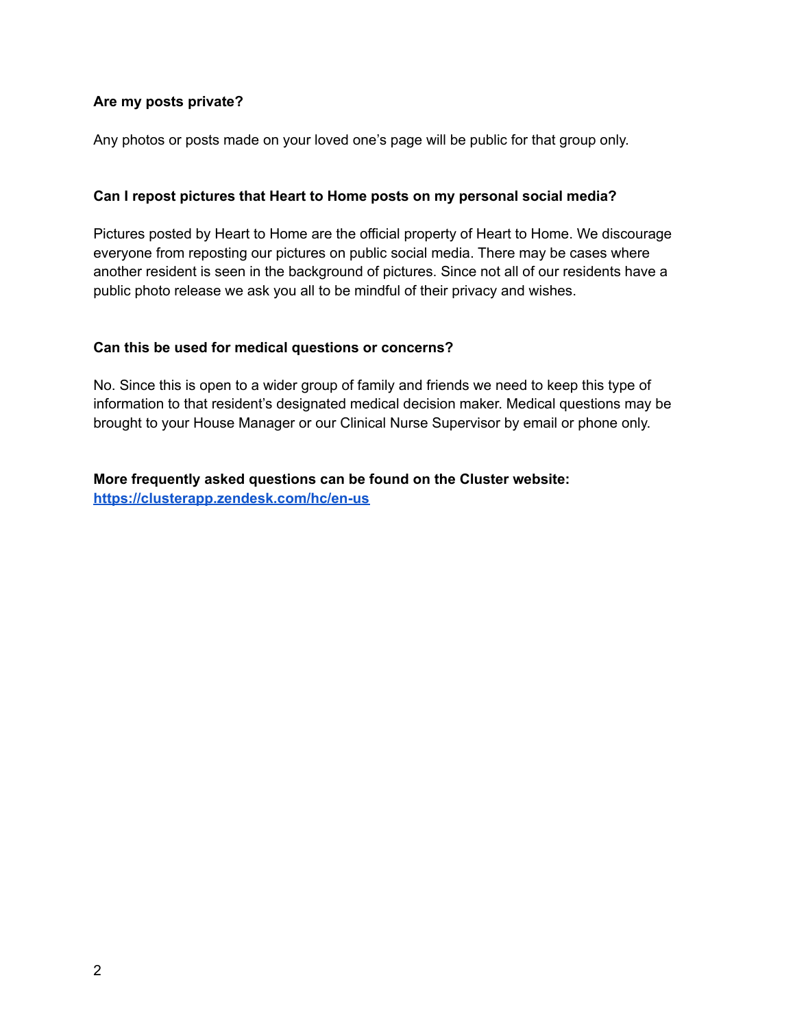**Are my posts private?**

Any photos or posts made on your loved one's page will be public for that group only.

**Can I repost pictures that Heart to Home posts on my personal social media?**

Pictures posted by Heart to Home are the official property of Heart to Home. We discourage everyone from reposting our pictures on public social media. There may be cases where another resident is seen in the background of pictures. Since not all of our residents have a public photo release we ask you all to be mindful of their privacy and wishes.

**Can this be used for medical questions or concerns?**

No. Since this is open to a wider group of family and friends we need to keep this type of information to that resident's designated medical decision maker. Medical questions may be brought to your House Manager or our Clinical Nurse Supervisor by email or phone only.

**More frequently asked questions can be found on the Cluster website:**
**[https://clusterapp.zendesk.com/hc/en-us](https://clusterapp.zendesk.com/hc/en-us)**